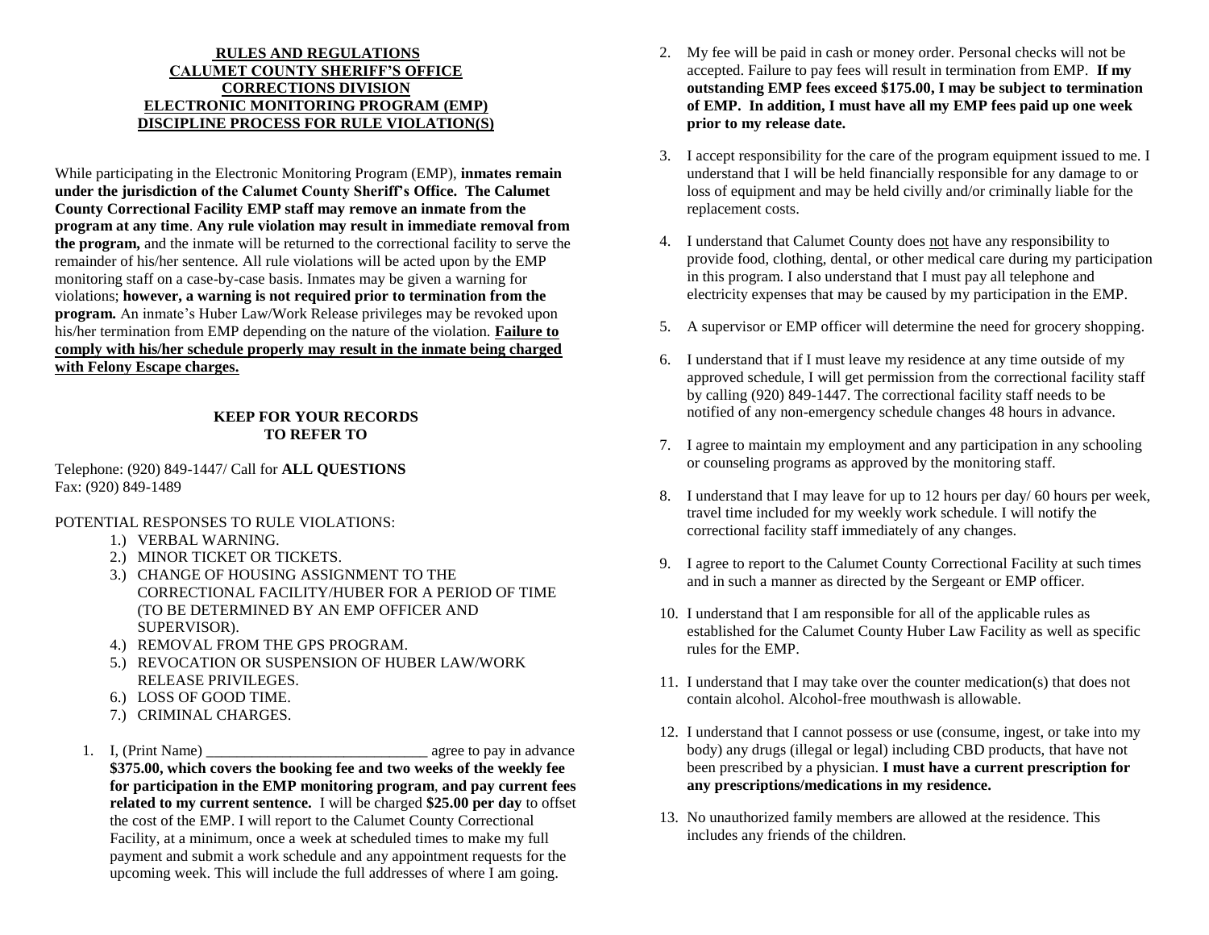# RULES AND REGULATIONS
# CALUMET COUNTY SHERIFF'S OFFICE
# CORRECTIONS DIVISION
# ELECTRONIC MONITORING PROGRAM (EMP)
# DISCIPLINE PROCESS FOR RULE VIOLATION(S)

While participating in the Electronic Monitoring Program (EMP), **inmates remain under the jurisdiction of the Calumet County Sheriff's Office. The Calumet County Correctional Facility EMP staff may remove an inmate from the program at any time**. **Any rule violation may result in immediate removal from the program,** and the inmate will be returned to the correctional facility to serve the remainder of his/her sentence. All rule violations will be acted upon by the EMP monitoring staff on a case-by-case basis. Inmates may be given a warning for violations; **however, a warning is not required prior to termination from the program.** An inmate's Huber Law/Work Release privileges may be revoked upon his/her termination from EMP depending on the nature of the violation. **Failure to comply with his/her schedule properly may result in the inmate being charged with Felony Escape charges.**

**KEEP FOR YOUR RECORDS
TO REFER TO**

Telephone: (920) 849-1447/ Call for **ALL QUESTIONS**
Fax: (920) 849-1489

POTENTIAL RESPONSES TO RULE VIOLATIONS:

1.) VERBAL WARNING.
2.) MINOR TICKET OR TICKETS.
3.) CHANGE OF HOUSING ASSIGNMENT TO THE CORRECTIONAL FACILITY/HUBER FOR A PERIOD OF TIME (TO BE DETERMINED BY AN EMP OFFICER AND SUPERVISOR).
4.) REMOVAL FROM THE GPS PROGRAM.
5.) REVOCATION OR SUSPENSION OF HUBER LAW/WORK RELEASE PRIVILEGES.
6.) LOSS OF GOOD TIME.
7.) CRIMINAL CHARGES.

1. I, (Print Name) ______________________________ agree to pay in advance **$375.00, which covers the booking fee and two weeks of the weekly fee for participation in the EMP monitoring program**, **and pay current fees related to my current sentence.** I will be charged **$25.00 per day** to offset the cost of the EMP. I will report to the Calumet County Correctional Facility, at a minimum, once a week at scheduled times to make my full payment and submit a work schedule and any appointment requests for the upcoming week. This will include the full addresses of where I am going.

2. My fee will be paid in cash or money order. Personal checks will not be accepted. Failure to pay fees will result in termination from EMP. **If my outstanding EMP fees exceed $175.00, I may be subject to termination of EMP. In addition, I must have all my EMP fees paid up one week prior to my release date.**

3. I accept responsibility for the care of the program equipment issued to me. I understand that I will be held financially responsible for any damage to or loss of equipment and may be held civilly and/or criminally liable for the replacement costs.

4. I understand that Calumet County does not have any responsibility to provide food, clothing, dental, or other medical care during my participation in this program. I also understand that I must pay all telephone and electricity expenses that may be caused by my participation in the EMP.

5. A supervisor or EMP officer will determine the need for grocery shopping.

6. I understand that if I must leave my residence at any time outside of my approved schedule, I will get permission from the correctional facility staff by calling (920) 849-1447. The correctional facility staff needs to be notified of any non-emergency schedule changes 48 hours in advance.

7. I agree to maintain my employment and any participation in any schooling or counseling programs as approved by the monitoring staff.

8. I understand that I may leave for up to 12 hours per day/ 60 hours per week, travel time included for my weekly work schedule. I will notify the correctional facility staff immediately of any changes.

9. I agree to report to the Calumet County Correctional Facility at such times and in such a manner as directed by the Sergeant or EMP officer.

10. I understand that I am responsible for all of the applicable rules as established for the Calumet County Huber Law Facility as well as specific rules for the EMP.

11. I understand that I may take over the counter medication(s) that does not contain alcohol. Alcohol-free mouthwash is allowable.

12. I understand that I cannot possess or use (consume, ingest, or take into my body) any drugs (illegal or legal) including CBD products, that have not been prescribed by a physician. **I must have a current prescription for any prescriptions/medications in my residence.**

13. No unauthorized family members are allowed at the residence. This includes any friends of the children.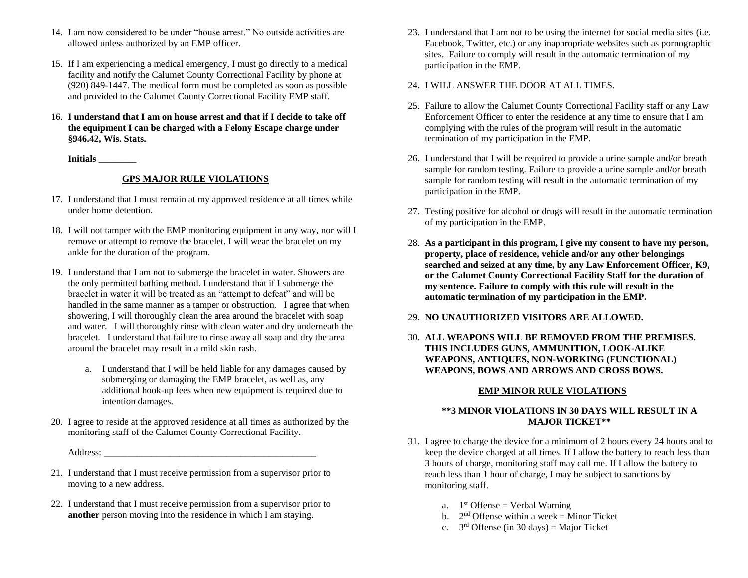14. I am now considered to be under "house arrest." No outside activities are allowed unless authorized by an EMP officer.

15. If I am experiencing a medical emergency, I must go directly to a medical facility and notify the Calumet County Correctional Facility by phone at (920) 849-1447. The medical form must be completed as soon as possible and provided to the Calumet County Correctional Facility EMP staff.

16. **I understand that I am on house arrest and that if I decide to take off the equipment I can be charged with a Felony Escape charge under §946.42, Wis. Stats.**

**Initials ________**

## GPS MAJOR RULE VIOLATIONS

17. I understand that I must remain at my approved residence at all times while under home detention.

18. I will not tamper with the EMP monitoring equipment in any way, nor will I remove or attempt to remove the bracelet. I will wear the bracelet on my ankle for the duration of the program.

19. I understand that I am not to submerge the bracelet in water. Showers are the only permitted bathing method. I understand that if I submerge the bracelet in water it will be treated as an "attempt to defeat" and will be handled in the same manner as a tamper or obstruction. I agree that when showering, I will thoroughly clean the area around the bracelet with soap and water. I will thoroughly rinse with clean water and dry underneath the bracelet. I understand that failure to rinse away all soap and dry the area around the bracelet may result in a mild skin rash.

    a. I understand that I will be held liable for any damages caused by submerging or damaging the EMP bracelet, as well as, any additional hook-up fees when new equipment is required due to intention damages.

20. I agree to reside at the approved residence at all times as authorized by the monitoring staff of the Calumet County Correctional Facility.

Address: ______________________________________________

21. I understand that I must receive permission from a supervisor prior to moving to a new address.

22. I understand that I must receive permission from a supervisor prior to **another** person moving into the residence in which I am staying.

23. I understand that I am not to be using the internet for social media sites (i.e. Facebook, Twitter, etc.) or any inappropriate websites such as pornographic sites. Failure to comply will result in the automatic termination of my participation in the EMP.

24. I WILL ANSWER THE DOOR AT ALL TIMES.

25. Failure to allow the Calumet County Correctional Facility staff or any Law Enforcement Officer to enter the residence at any time to ensure that I am complying with the rules of the program will result in the automatic termination of my participation in the EMP.

26. I understand that I will be required to provide a urine sample and/or breath sample for random testing. Failure to provide a urine sample and/or breath sample for random testing will result in the automatic termination of my participation in the EMP.

27. Testing positive for alcohol or drugs will result in the automatic termination of my participation in the EMP.

28. **As a participant in this program, I give my consent to have my person, property, place of residence, vehicle and/or any other belongings searched and seized at any time, by any Law Enforcement Officer, K9, or the Calumet County Correctional Facility Staff for the duration of my sentence. Failure to comply with this rule will result in the automatic termination of my participation in the EMP.**

29. **NO UNAUTHORIZED VISITORS ARE ALLOWED.**

30. **ALL WEAPONS WILL BE REMOVED FROM THE PREMISES. THIS INCLUDES GUNS, AMMUNITION, LOOK-ALIKE WEAPONS, ANTIQUES, NON-WORKING (FUNCTIONAL) WEAPONS, BOWS AND ARROWS AND CROSS BOWS.**

## EMP MINOR RULE VIOLATIONS

**\*\*3 MINOR VIOLATIONS IN 30 DAYS WILL RESULT IN A MAJOR TICKET\*\***

31. I agree to charge the device for a minimum of 2 hours every 24 hours and to keep the device charged at all times. If I allow the battery to reach less than 3 hours of charge, monitoring staff may call me. If I allow the battery to reach less than 1 hour of charge, I may be subject to sanctions by monitoring staff.

    a. 1st Offense = Verbal Warning
    b. 2nd Offense within a week = Minor Ticket
    c. 3rd Offense (in 30 days) = Major Ticket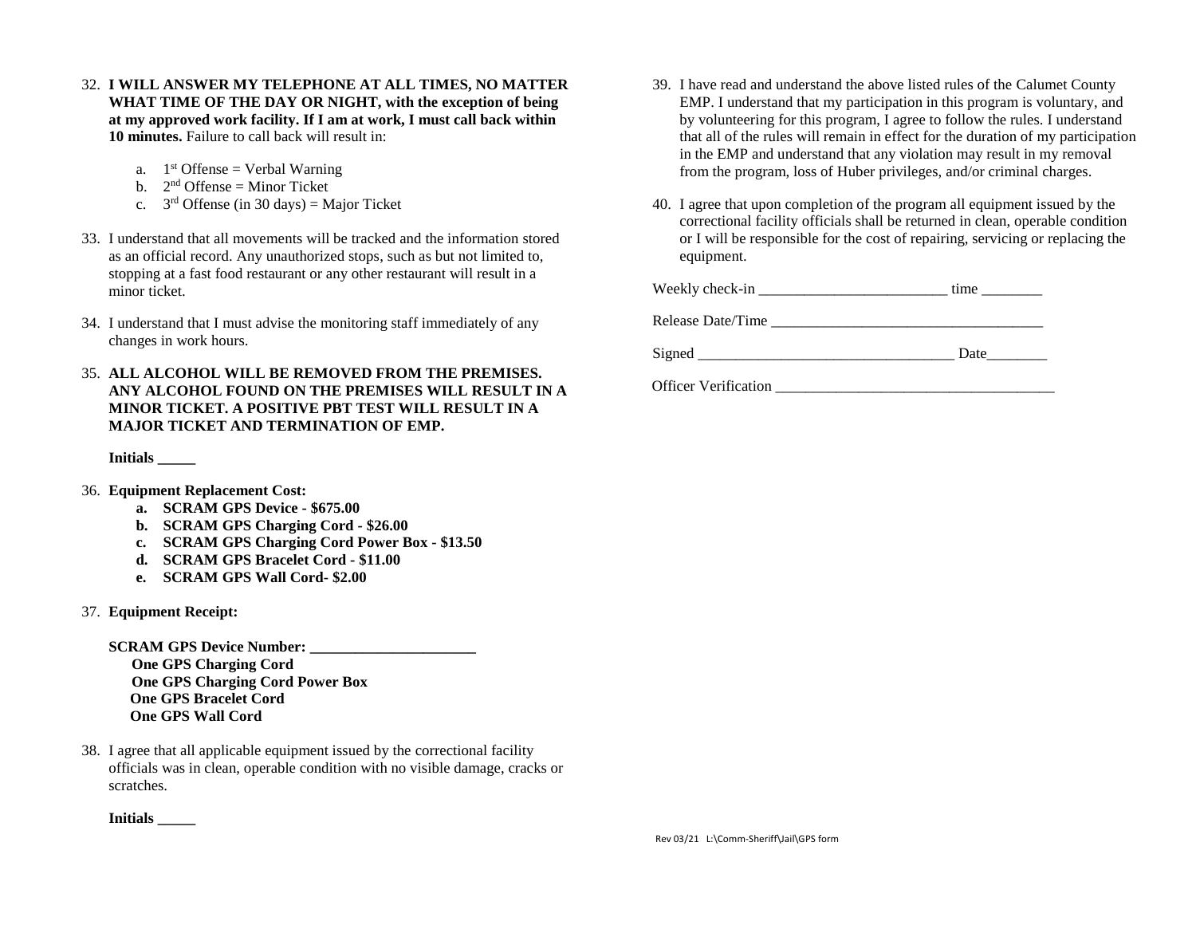32. **I WILL ANSWER MY TELEPHONE AT ALL TIMES, NO MATTER WHAT TIME OF THE DAY OR NIGHT, with the exception of being at my approved work facility. If I am at work, I must call back within 10 minutes.** Failure to call back will result in:

    a. 1st Offense = Verbal Warning
    b. 2nd Offense = Minor Ticket
    c. 3rd Offense (in 30 days) = Major Ticket

33. I understand that all movements will be tracked and the information stored as an official record. Any unauthorized stops, such as but not limited to, stopping at a fast food restaurant or any other restaurant will result in a minor ticket.

34. I understand that I must advise the monitoring staff immediately of any changes in work hours.

35. **ALL ALCOHOL WILL BE REMOVED FROM THE PREMISES. ANY ALCOHOL FOUND ON THE PREMISES WILL RESULT IN A MINOR TICKET. A POSITIVE PBT TEST WILL RESULT IN A MAJOR TICKET AND TERMINATION OF EMP.**

    **Initials _____**

36. **Equipment Replacement Cost:**
    a. **SCRAM GPS Device - $675.00**
    b. **SCRAM GPS Charging Cord - $26.00**
    c. **SCRAM GPS Charging Cord Power Box - $13.50**
    d. **SCRAM GPS Bracelet Cord - $11.00**
    e. **SCRAM GPS Wall Cord- $2.00**

37. **Equipment Receipt:**

    **SCRAM GPS Device Number: ______________________**
    **One GPS Charging Cord**
    **One GPS Charging Cord Power Box**
    **One GPS Bracelet Cord**
    **One GPS Wall Cord**

38. I agree that all applicable equipment issued by the correctional facility officials was in clean, operable condition with no visible damage, cracks or scratches.

    **Initials _____**

39. I have read and understand the above listed rules of the Calumet County EMP. I understand that my participation in this program is voluntary, and by volunteering for this program, I agree to follow the rules. I understand that all of the rules will remain in effect for the duration of my participation in the EMP and understand that any violation may result in my removal from the program, loss of Huber privileges, and/or criminal charges.

40. I agree that upon completion of the program all equipment issued by the correctional facility officials shall be returned in clean, operable condition or I will be responsible for the cost of repairing, servicing or replacing the equipment.

Weekly check-in _________________________ time ________

Release Date/Time _____________________________________

Signed __________________________________ Date________

Officer Verification ______________________________________

Rev 03/21 L:\Comm-Sheriff\Jail\GPS form